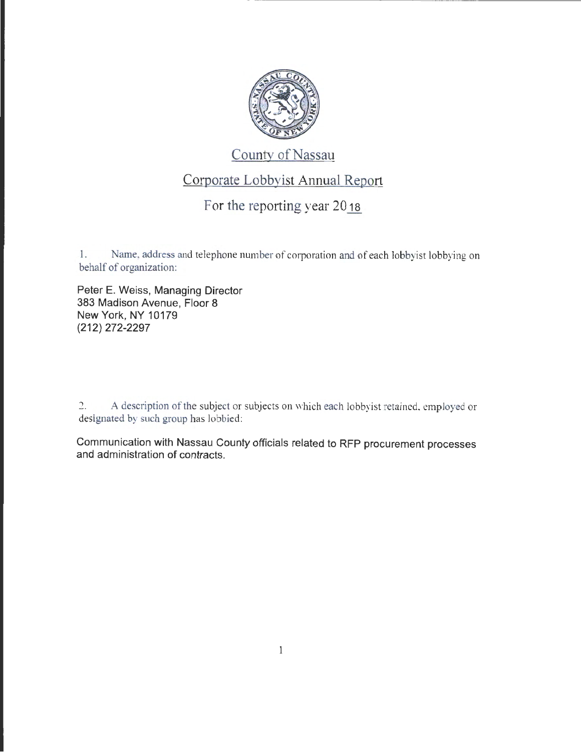# County of Nassau

## Corporate Lobbyist Annual Report

### For the reporting year 2018

1. Name, address and telephone number of corporation and of each lobbyist lobbying on behalf of organization:

Peter E. Weiss, Managing Director
383 Madison Avenue, Floor 8
New York, NY 10179
(212) 272-2297

2. A description of the subject or subjects on which each lobbyist retained, employed or designated by such group has lobbied:

Communication with Nassau County officials related to RFP procurement processes and administration of contracts.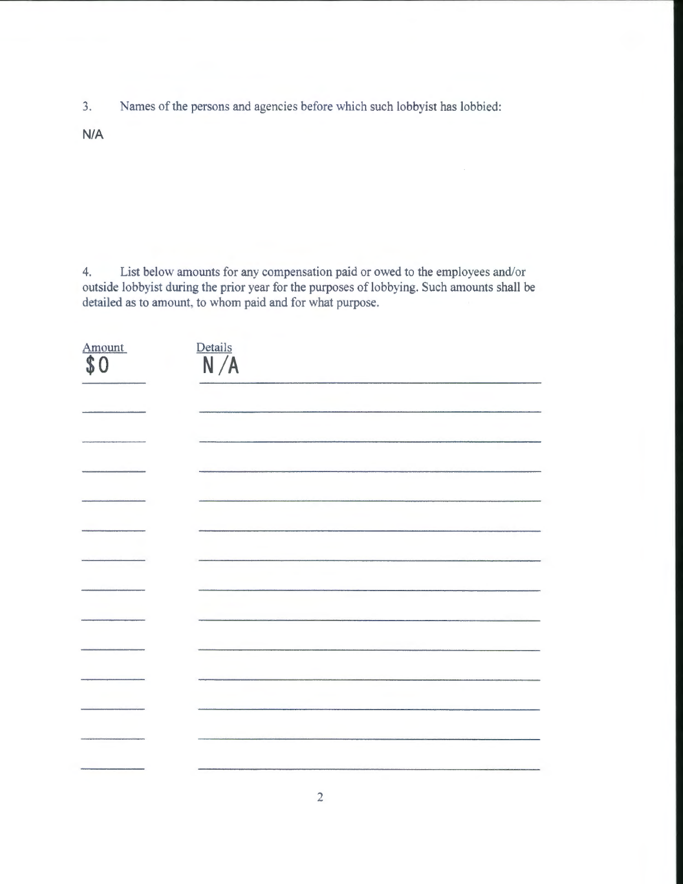3. Names of the persons and agencies before which such lobbyist has lobbied:

N/A

4. List below amounts for any compensation paid or owed to the employees and/or outside lobbyist during the prior year for the purposes of lobbying. Such amounts shall be detailed as to amount, to whom paid and for what purpose.

| Amount | Details |
| --- | --- |
| $0 | N/A |
| | |
| | |
| | |
| | |
| | |
| | |
| | |
| | |
| | |
| | |
| | |
| | |
| | |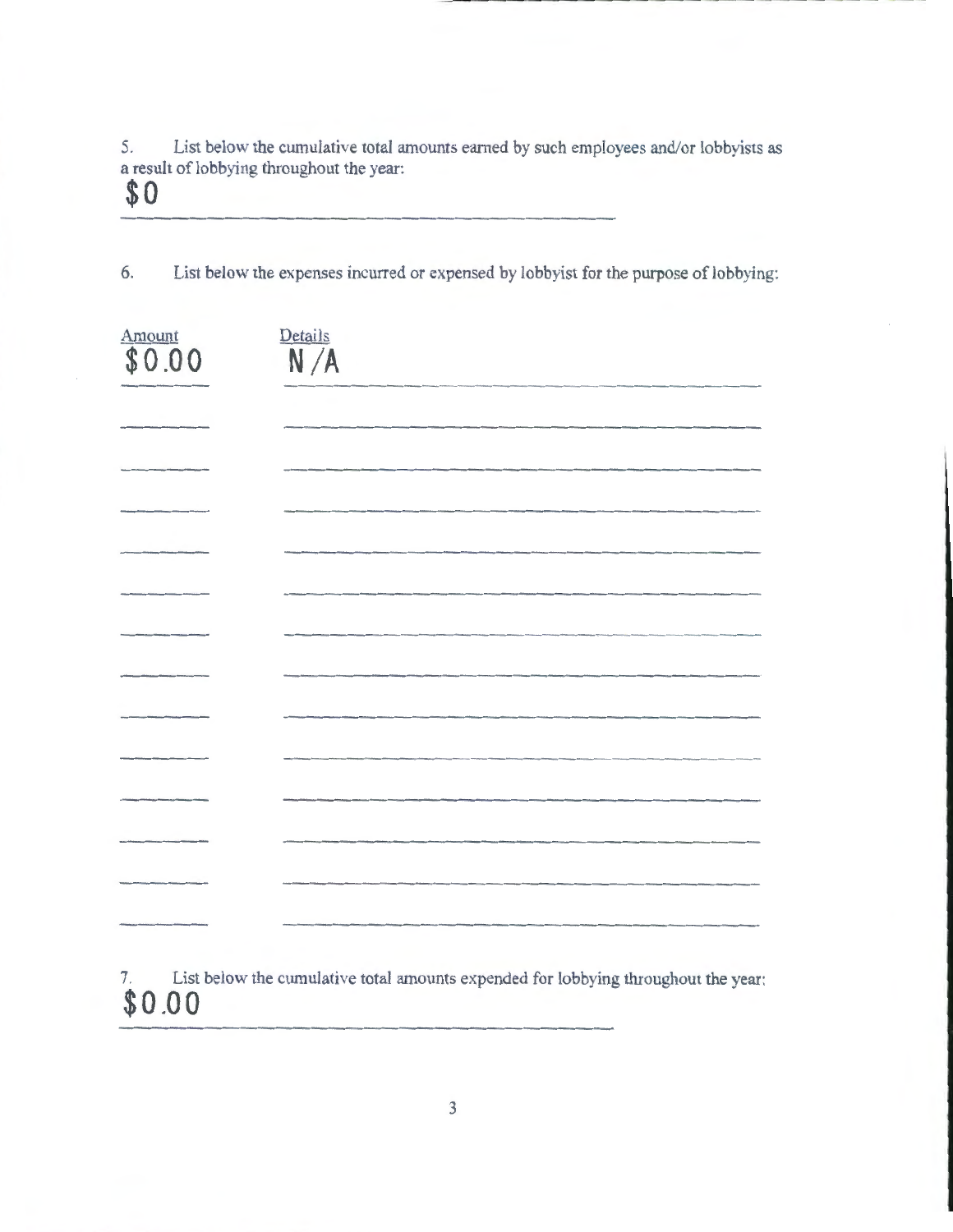5. List below the cumulative total amounts earned by such employees and/or lobbyists as a result of lobbying throughout the year:

$0

6. List below the expenses incurred or expensed by lobbyist for the purpose of lobbying:

| Amount | Details |
| --- | --- |
| $0.00 | N/A |
| | |
| | |
| | |
| | |
| | |
| | |
| | |
| | |
| | |
| | |
| | |
| | |
| | |

7. List below the cumulative total amounts expended for lobbying throughout the year:

$0.00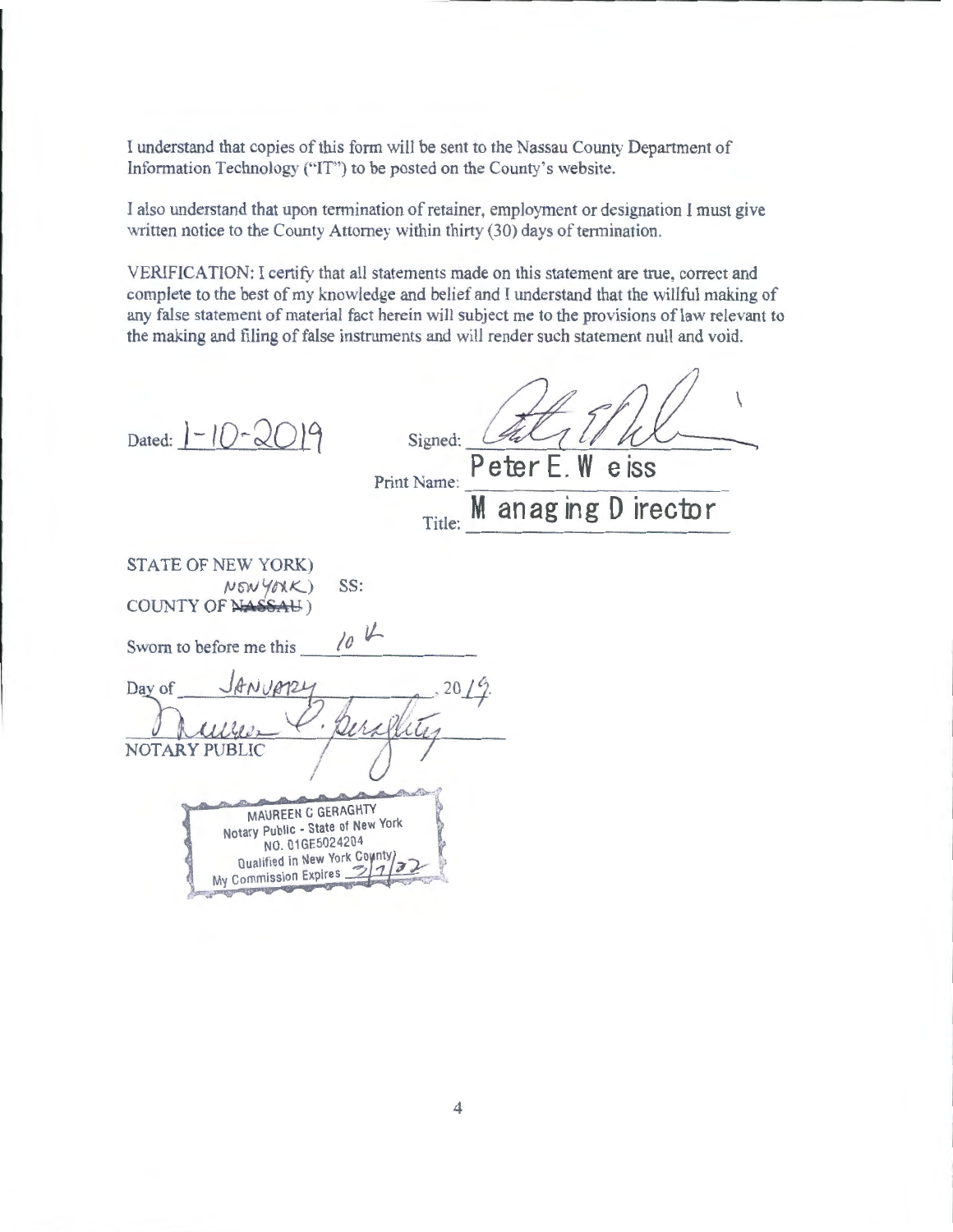I understand that copies of this form will be sent to the Nassau County Department of Information Technology ("IT") to be posted on the County's website.

I also understand that upon termination of retainer, employment or designation I must give written notice to the County Attorney within thirty (30) days of termination.

VERIFICATION: I certify that all statements made on this statement are true, correct and complete to the best of my knowledge and belief and I understand that the willful making of any false statement of material fact herein will subject me to the provisions of law relevant to the making and filing of false instruments and will render such statement null and void.

Dated: 1-10-2019

Signed: 

Print Name: Peter E. Weiss

Title: Managing Director

STATE OF NEW YORK)
NEW YORK) SS:
COUNTY OF ~~NASSAU~~)

Sworn to before me this 10th

Day of JANUARY, 2019.

NOTARY PUBLIC

MAUREEN C GERAGHTY
Notary Public - State of New York
NO. 01GE5024204
Qualified in New York County
My Commission Expires 3/7/22